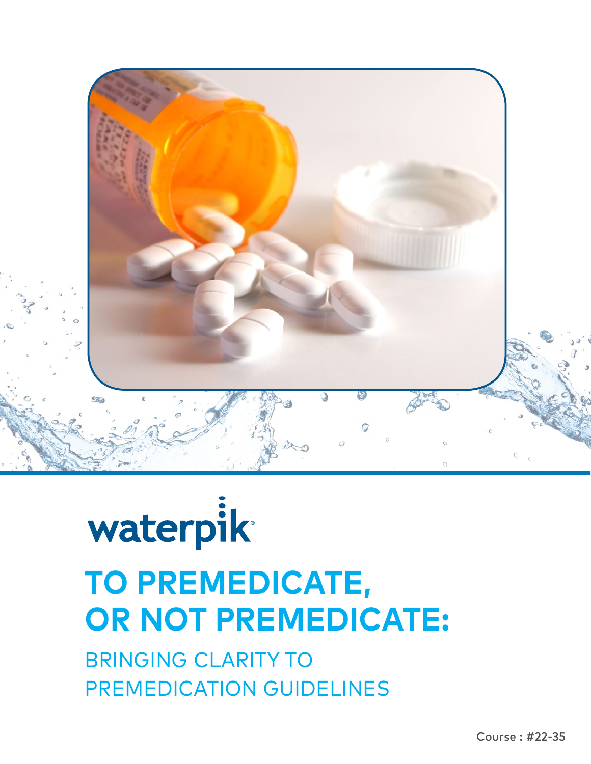waterpik

# TO PREMEDICATE, OR NOT PREMEDICATE:

## BRINGING CLARITY TO PREMEDICATION GUIDELINES

Course : #22-35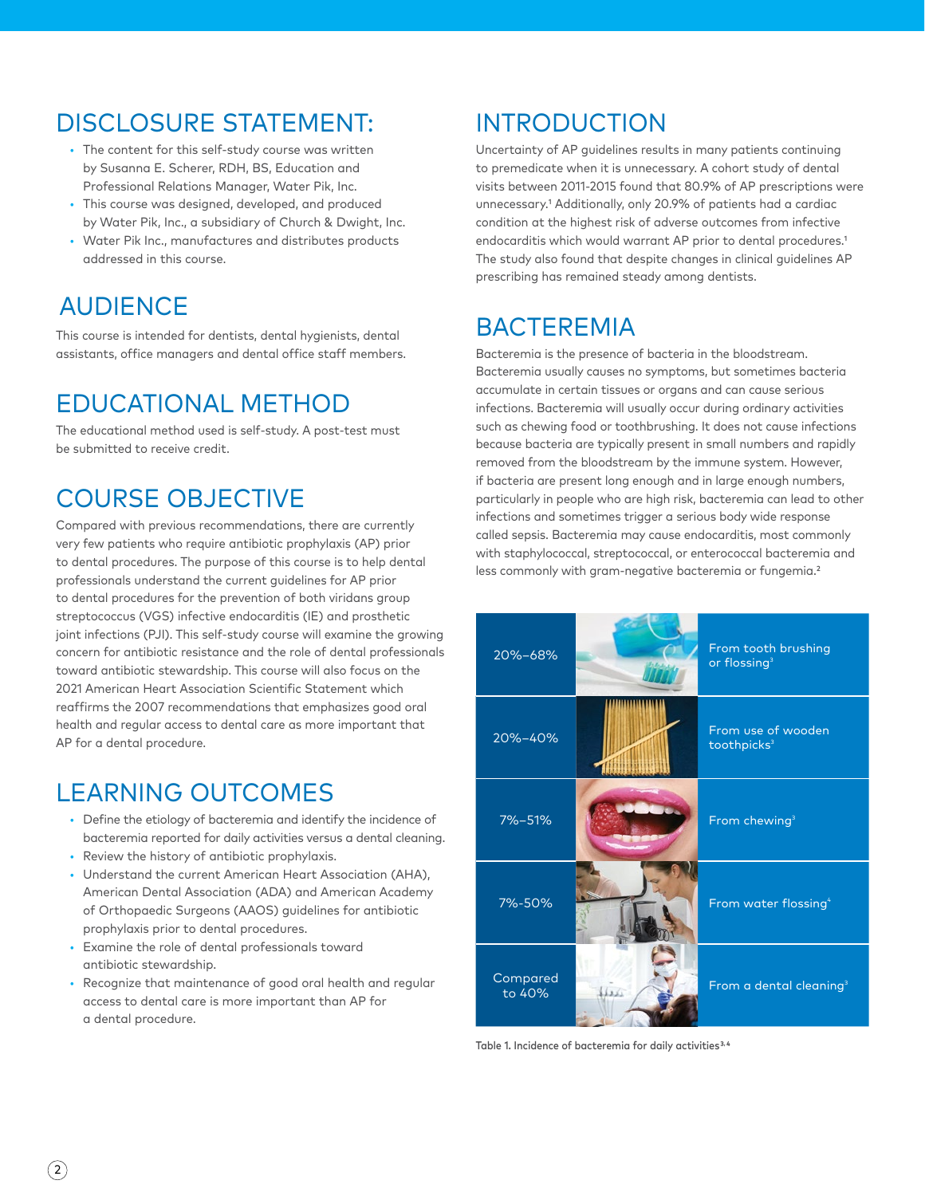## DISCLOSURE STATEMENT:

- The content for this self-study course was written by Susanna E. Scherer, RDH, BS, Education and Professional Relations Manager, Water Pik, Inc.
- This course was designed, developed, and produced by Water Pik, Inc., a subsidiary of Church & Dwight, Inc.
- Water Pik Inc., manufactures and distributes products addressed in this course.

## AUDIENCE

This course is intended for dentists, dental hygienists, dental assistants, office managers and dental office staff members.

## EDUCATIONAL METHOD

The educational method used is self-study. A post-test must be submitted to receive credit.

## COURSE OBJECTIVE

Compared with previous recommendations, there are currently very few patients who require antibiotic prophylaxis (AP) prior to dental procedures. The purpose of this course is to help dental professionals understand the current guidelines for AP prior to dental procedures for the prevention of both viridans group streptococcus (VGS) infective endocarditis (IE) and prosthetic joint infections (PJI). This self-study course will examine the growing concern for antibiotic resistance and the role of dental professionals toward antibiotic stewardship. This course will also focus on the 2021 American Heart Association Scientific Statement which reaffirms the 2007 recommendations that emphasizes good oral health and regular access to dental care as more important that AP for a dental procedure.

## LEARNING OUTCOMES

- Define the etiology of bacteremia and identify the incidence of bacteremia reported for daily activities versus a dental cleaning.
- Review the history of antibiotic prophylaxis.
- Understand the current American Heart Association (AHA), American Dental Association (ADA) and American Academy of Orthopaedic Surgeons (AAOS) guidelines for antibiotic prophylaxis prior to dental procedures.
- Examine the role of dental professionals toward antibiotic stewardship.
- Recognize that maintenance of good oral health and regular access to dental care is more important than AP for a dental procedure.

## INTRODUCTION

Uncertainty of AP guidelines results in many patients continuing to premedicate when it is unnecessary. A cohort study of dental visits between 2011-2015 found that 80.9% of AP prescriptions were unnecessary.[1] Additionally, only 20.9% of patients had a cardiac condition at the highest risk of adverse outcomes from infective endocarditis which would warrant AP prior to dental procedures.[1] The study also found that despite changes in clinical guidelines AP prescribing has remained steady among dentists.

## BACTEREMIA

Bacteremia is the presence of bacteria in the bloodstream. Bacteremia usually causes no symptoms, but sometimes bacteria accumulate in certain tissues or organs and can cause serious infections. Bacteremia will usually occur during ordinary activities such as chewing food or toothbrushing. It does not cause infections because bacteria are typically present in small numbers and rapidly removed from the bloodstream by the immune system. However, if bacteria are present long enough and in large enough numbers, particularly in people who are high risk, bacteremia can lead to other infections and sometimes trigger a serious body wide response called sepsis. Bacteremia may cause endocarditis, most commonly with staphylococcal, streptococcal, or enterococcal bacteremia and less commonly with gram-negative bacteremia or fungemia.[2]

| Incidence | Activity |
|---|---|
| 20%–68% | From tooth brushing or flossing[3] |
| 20%–40% | From use of wooden toothpicks[3] |
| 7%–51% | From chewing[3] |
| 7%-50% | From water flossing[4] |
| Compared to 40% | From a dental cleaning[3] |

Table 1. Incidence of bacteremia for daily activities[3,4]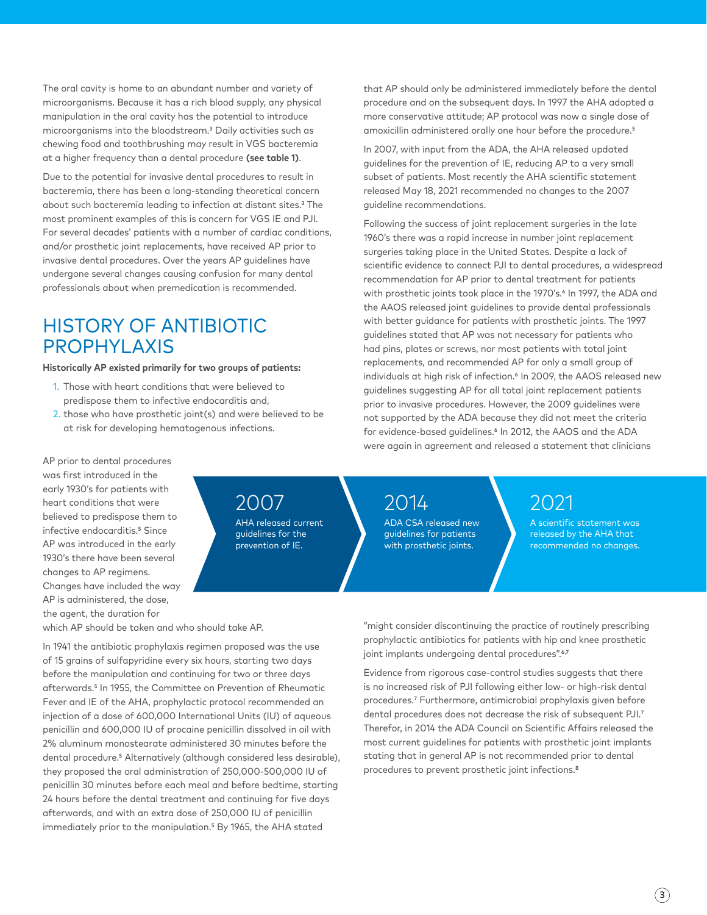The oral cavity is home to an abundant number and variety of microorganisms. Because it has a rich blood supply, any physical manipulation in the oral cavity has the potential to introduce microorganisms into the bloodstream.[3] Daily activities such as chewing food and toothbrushing may result in VGS bacteremia at a higher frequency than a dental procedure **(see table 1)**.

Due to the potential for invasive dental procedures to result in bacteremia, there has been a long-standing theoretical concern about such bacteremia leading to infection at distant sites.[3] The most prominent examples of this is concern for VGS IE and PJI. For several decades' patients with a number of cardiac conditions, and/or prosthetic joint replacements, have received AP prior to invasive dental procedures. Over the years AP guidelines have undergone several changes causing confusion for many dental professionals about when premedication is recommended.

## HISTORY OF ANTIBIOTIC PROPHYLAXIS

**Historically AP existed primarily for two groups of patients:**

1. Those with heart conditions that were believed to predispose them to infective endocarditis and,
2. those who have prosthetic joint(s) and were believed to be at risk for developing hematogenous infections.

AP prior to dental procedures was first introduced in the early 1930's for patients with heart conditions that were believed to predispose them to infective endocarditis.[5] Since AP was introduced in the early 1930's there have been several changes to AP regimens. Changes have included the way AP is administered, the dose, the agent, the duration for which AP should be taken and who should take AP.

In 1941 the antibiotic prophylaxis regimen proposed was the use of 15 grains of sulfapyridine every six hours, starting two days before the manipulation and continuing for two or three days afterwards.[5] In 1955, the Committee on Prevention of Rheumatic Fever and IE of the AHA, prophylactic protocol recommended an injection of a dose of 600,000 International Units (IU) of aqueous penicillin and 600,000 IU of procaine penicillin dissolved in oil with 2% aluminum monostearate administered 30 minutes before the dental procedure.[5] Alternatively (although considered less desirable), they proposed the oral administration of 250,000-500,000 IU of penicillin 30 minutes before each meal and before bedtime, starting 24 hours before the dental treatment and continuing for five days afterwards, and with an extra dose of 250,000 IU of penicillin immediately prior to the manipulation.[5] By 1965, the AHA stated that AP should only be administered immediately before the dental procedure and on the subsequent days. In 1997 the AHA adopted a more conservative attitude; AP protocol was now a single dose of amoxicillin administered orally one hour before the procedure.[5]

In 2007, with input from the ADA, the AHA released updated guidelines for the prevention of IE, reducing AP to a very small subset of patients. Most recently the AHA scientific statement released May 18, 2021 recommended no changes to the 2007 guideline recommendations.

Following the success of joint replacement surgeries in the late 1960's there was a rapid increase in number joint replacement surgeries taking place in the United States. Despite a lack of scientific evidence to connect PJI to dental procedures, a widespread recommendation for AP prior to dental treatment for patients with prosthetic joints took place in the 1970's.[6] In 1997, the ADA and the AAOS released joint guidelines to provide dental professionals with better guidance for patients with prosthetic joints. The 1997 guidelines stated that AP was not necessary for patients who had pins, plates or screws, nor most patients with total joint replacements, and recommended AP for only a small group of individuals at high risk of infection.[6] In 2009, the AAOS released new guidelines suggesting AP for all total joint replacement patients prior to invasive procedures. However, the 2009 guidelines were not supported by the ADA because they did not meet the criteria for evidence-based guidelines.[6] In 2012, the AAOS and the ADA were again in agreement and released a statement that clinicians "might consider discontinuing the practice of routinely prescribing prophylactic antibiotics for patients with hip and knee prosthetic joint implants undergoing dental procedures".[6,7]

Evidence from rigorous case-control studies suggests that there is no increased risk of PJI following either low- or high-risk dental procedures.[7] Furthermore, antimicrobial prophylaxis given before dental procedures does not decrease the risk of subsequent PJI.[7] Therefor, in 2014 the ADA Council on Scientific Affairs released the most current guidelines for patients with prosthetic joint implants stating that in general AP is not recommended prior to dental procedures to prevent prosthetic joint infections.[8]

**2007**
AHA released current guidelines for the prevention of IE.

**2014**
ADA CSA released new guidelines for patients with prosthetic joints.

**2021**
A scientific statement was released by the AHA that recommended no changes.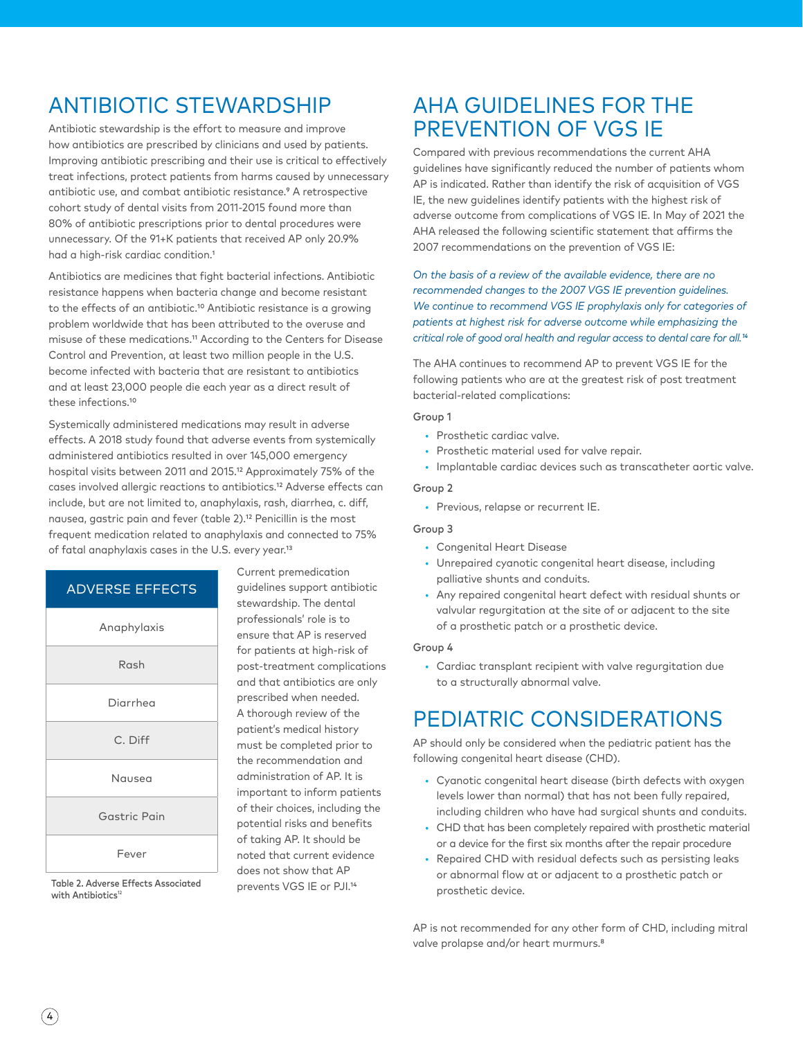## ANTIBIOTIC STEWARDSHIP

Antibiotic stewardship is the effort to measure and improve how antibiotics are prescribed by clinicians and used by patients. Improving antibiotic prescribing and their use is critical to effectively treat infections, protect patients from harms caused by unnecessary antibiotic use, and combat antibiotic resistance.[9] A retrospective cohort study of dental visits from 2011-2015 found more than 80% of antibiotic prescriptions prior to dental procedures were unnecessary. Of the 91+K patients that received AP only 20.9% had a high-risk cardiac condition.[1]

Antibiotics are medicines that fight bacterial infections. Antibiotic resistance happens when bacteria change and become resistant to the effects of an antibiotic.[10] Antibiotic resistance is a growing problem worldwide that has been attributed to the overuse and misuse of these medications.[11] According to the Centers for Disease Control and Prevention, at least two million people in the U.S. become infected with bacteria that are resistant to antibiotics and at least 23,000 people die each year as a direct result of these infections.[10]

Systemically administered medications may result in adverse effects. A 2018 study found that adverse events from systemically administered antibiotics resulted in over 145,000 emergency hospital visits between 2011 and 2015.[12] Approximately 75% of the cases involved allergic reactions to antibiotics.[12] Adverse effects can include, but are not limited to, anaphylaxis, rash, diarrhea, c. diff, nausea, gastric pain and fever (table 2).[12] Penicillin is the most frequent medication related to anaphylaxis and connected to 75% of fatal anaphylaxis cases in the U.S. every year.[13]

| ADVERSE EFFECTS |
|---|
| Anaphylaxis |
| Rash |
| Diarrhea |
| C. Diff |
| Nausea |
| Gastric Pain |
| Fever |

Table 2. Adverse Effects Associated with Antibiotics[12]

Current premedication guidelines support antibiotic stewardship. The dental professionals' role is to ensure that AP is reserved for patients at high-risk of post-treatment complications and that antibiotics are only prescribed when needed. A thorough review of the patient's medical history must be completed prior to the recommendation and administration of AP. It is important to inform patients of their choices, including the potential risks and benefits of taking AP. It should be noted that current evidence does not show that AP prevents VGS IE or PJI.[14]

## AHA GUIDELINES FOR THE PREVENTION OF VGS IE

Compared with previous recommendations the current AHA guidelines have significantly reduced the number of patients whom AP is indicated. Rather than identify the risk of acquisition of VGS IE, the new guidelines identify patients with the highest risk of adverse outcome from complications of VGS IE. In May of 2021 the AHA released the following scientific statement that affirms the 2007 recommendations on the prevention of VGS IE:

*On the basis of a review of the available evidence, there are no recommended changes to the 2007 VGS IE prevention guidelines. We continue to recommend VGS IE prophylaxis only for categories of patients at highest risk for adverse outcome while emphasizing the critical role of good oral health and regular access to dental care for all.*[14]

The AHA continues to recommend AP to prevent VGS IE for the following patients who are at the greatest risk of post treatment bacterial-related complications:

Group 1

- Prosthetic cardiac valve.
- Prosthetic material used for valve repair.
- Implantable cardiac devices such as transcatheter aortic valve.

Group 2

- Previous, relapse or recurrent IE.

Group 3

- Congenital Heart Disease
- Unrepaired cyanotic congenital heart disease, including palliative shunts and conduits.
- Any repaired congenital heart defect with residual shunts or valvular regurgitation at the site of or adjacent to the site of a prosthetic patch or a prosthetic device.

Group 4

- Cardiac transplant recipient with valve regurgitation due to a structurally abnormal valve.

## PEDIATRIC CONSIDERATIONS

AP should only be considered when the pediatric patient has the following congenital heart disease (CHD).

- Cyanotic congenital heart disease (birth defects with oxygen levels lower than normal) that has not been fully repaired, including children who have had surgical shunts and conduits.
- CHD that has been completely repaired with prosthetic material or a device for the first six months after the repair procedure
- Repaired CHD with residual defects such as persisting leaks or abnormal flow at or adjacent to a prosthetic patch or prosthetic device.

AP is not recommended for any other form of CHD, including mitral valve prolapse and/or heart murmurs.[8]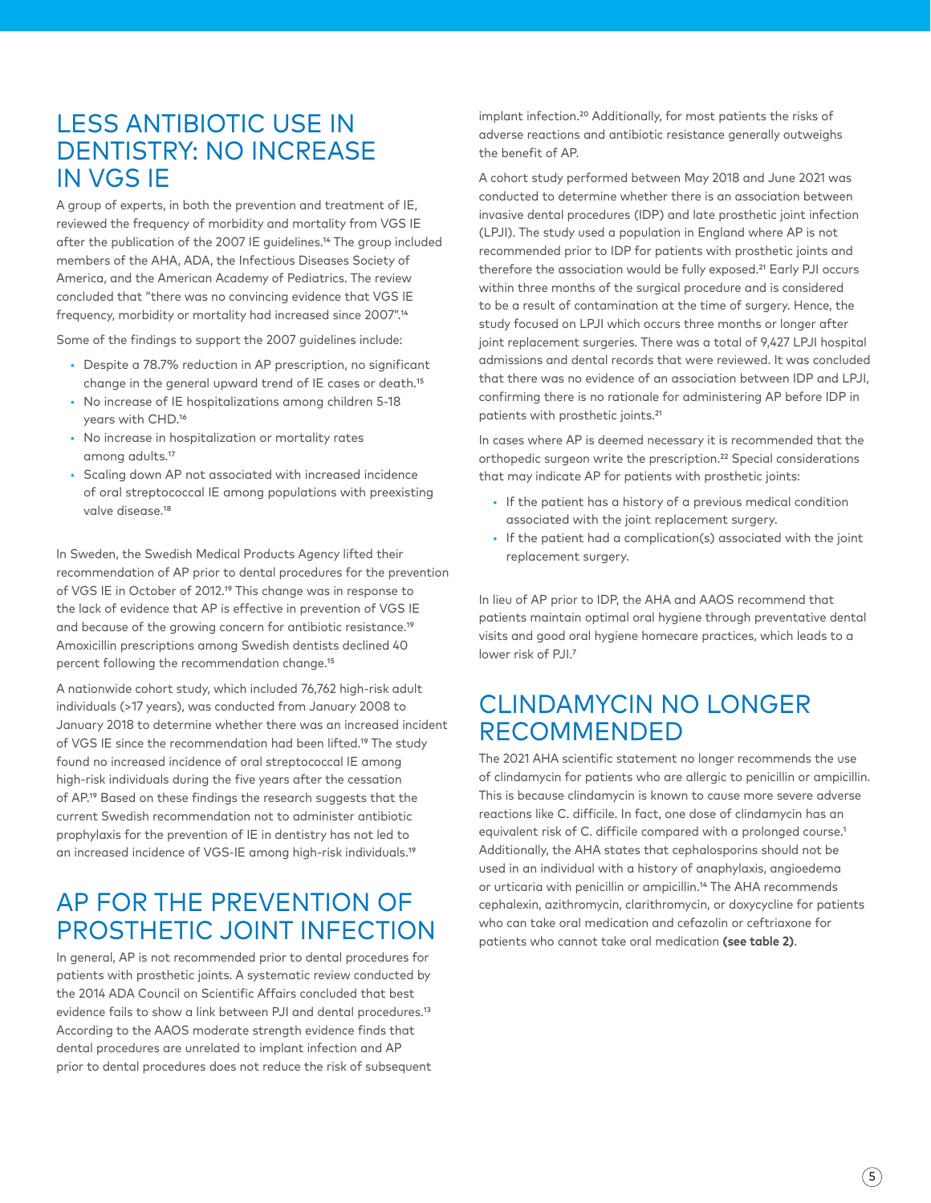## LESS ANTIBIOTIC USE IN DENTISTRY: NO INCREASE IN VGS IE

A group of experts, in both the prevention and treatment of IE, reviewed the frequency of morbidity and mortality from VGS IE after the publication of the 2007 IE guidelines.[14] The group included members of the AHA, ADA, the Infectious Diseases Society of America, and the American Academy of Pediatrics. The review concluded that "there was no convincing evidence that VGS IE frequency, morbidity or mortality had increased since 2007".[14]

Some of the findings to support the 2007 guidelines include:

- Despite a 78.7% reduction in AP prescription, no significant change in the general upward trend of IE cases or death.[15]
- No increase of IE hospitalizations among children 5-18 years with CHD.[16]
- No increase in hospitalization or mortality rates among adults.[17]
- Scaling down AP not associated with increased incidence of oral streptococcal IE among populations with preexisting valve disease.[18]

In Sweden, the Swedish Medical Products Agency lifted their recommendation of AP prior to dental procedures for the prevention of VGS IE in October of 2012.[19] This change was in response to the lack of evidence that AP is effective in prevention of VGS IE and because of the growing concern for antibiotic resistance.[19] Amoxicillin prescriptions among Swedish dentists declined 40 percent following the recommendation change.[15]

A nationwide cohort study, which included 76,762 high-risk adult individuals (>17 years), was conducted from January 2008 to January 2018 to determine whether there was an increased incident of VGS IE since the recommendation had been lifted.[19] The study found no increased incidence of oral streptococcal IE among high-risk individuals during the five years after the cessation of AP.[19] Based on these findings the research suggests that the current Swedish recommendation not to administer antibiotic prophylaxis for the prevention of IE in dentistry has not led to an increased incidence of VGS-IE among high-risk individuals.[19]

## AP FOR THE PREVENTION OF PROSTHETIC JOINT INFECTION

In general, AP is not recommended prior to dental procedures for patients with prosthetic joints. A systematic review conducted by the 2014 ADA Council on Scientific Affairs concluded that best evidence fails to show a link between PJI and dental procedures.[13] According to the AAOS moderate strength evidence finds that dental procedures are unrelated to implant infection and AP prior to dental procedures does not reduce the risk of subsequent implant infection.[20] Additionally, for most patients the risks of adverse reactions and antibiotic resistance generally outweighs the benefit of AP.

A cohort study performed between May 2018 and June 2021 was conducted to determine whether there is an association between invasive dental procedures (IDP) and late prosthetic joint infection (LPJI). The study used a population in England where AP is not recommended prior to IDP for patients with prosthetic joints and therefore the association would be fully exposed.[21] Early PJI occurs within three months of the surgical procedure and is considered to be a result of contamination at the time of surgery. Hence, the study focused on LPJI which occurs three months or longer after joint replacement surgeries. There was a total of 9,427 LPJI hospital admissions and dental records that were reviewed. It was concluded that there was no evidence of an association between IDP and LPJI, confirming there is no rationale for administering AP before IDP in patients with prosthetic joints.[21]

In cases where AP is deemed necessary it is recommended that the orthopedic surgeon write the prescription.[22] Special considerations that may indicate AP for patients with prosthetic joints:

- If the patient has a history of a previous medical condition associated with the joint replacement surgery.
- If the patient had a complication(s) associated with the joint replacement surgery.

In lieu of AP prior to IDP, the AHA and AAOS recommend that patients maintain optimal oral hygiene through preventative dental visits and good oral hygiene homecare practices, which leads to a lower risk of PJI.[7]

## CLINDAMYCIN NO LONGER RECOMMENDED

The 2021 AHA scientific statement no longer recommends the use of clindamycin for patients who are allergic to penicillin or ampicillin. This is because clindamycin is known to cause more severe adverse reactions like C. difficile. In fact, one dose of clindamycin has an equivalent risk of C. difficile compared with a prolonged course.[1] Additionally, the AHA states that cephalosporins should not be used in an individual with a history of anaphylaxis, angioedema or urticaria with penicillin or ampicillin.[14] The AHA recommends cephalexin, azithromycin, clarithromycin, or doxycycline for patients who can take oral medication and cefazolin or ceftriaxone for patients who cannot take oral medication **(see table 2)**.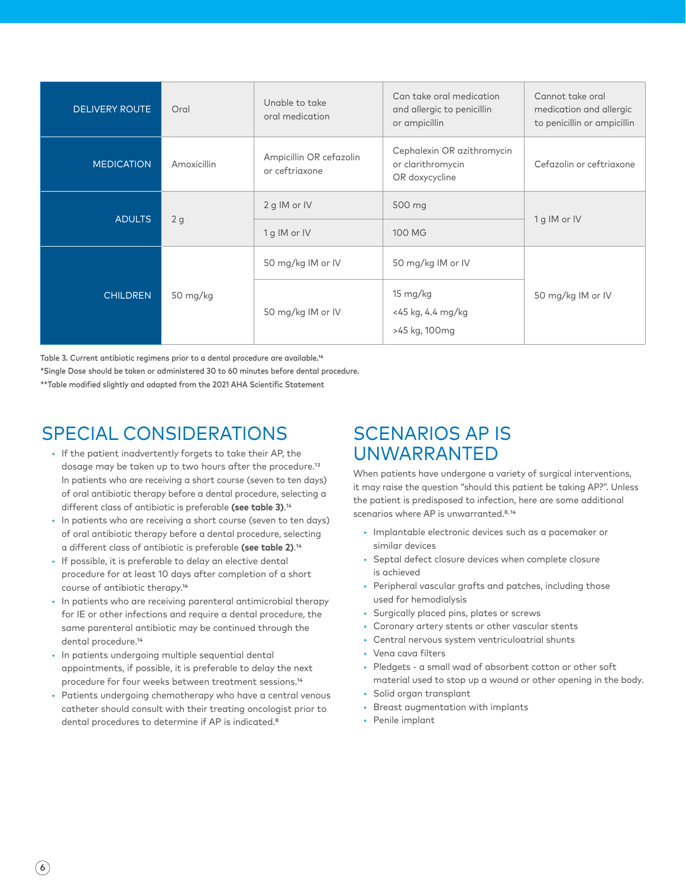| DELIVERY ROUTE | Oral | Unable to take oral medication | Can take oral medication and allergic to penicillin or ampicillin | Cannot take oral medication and allergic to penicillin or ampicillin |
|---|---|---|---|---|
| MEDICATION | Amoxicillin | Ampicillin OR cefazolin or ceftriaxone | Cephalexin OR azithromycin or clarithromycin OR doxycycline | Cefazolin or ceftriaxone |
| ADULTS | 2 g | 2 g IM or IV | 500 mg | 1 g IM or IV |
| | | 1 g IM or IV | 100 MG | |
| CHILDREN | 50 mg/kg | 50 mg/kg IM or IV | 50 mg/kg IM or IV | 50 mg/kg IM or IV |
| | | 50 mg/kg IM or IV | 15 mg/kg<br><45 kg, 4.4 mg/kg<br>>45 kg, 100mg | |

Table 3. Current antibiotic regimens prior to a dental procedure are available.[14]

*Single Dose should be taken or administered 30 to 60 minutes before dental procedure.

**Table modified slightly and adapted from the 2021 AHA Scientific Statement

## SPECIAL CONSIDERATIONS

- If the patient inadvertently forgets to take their AP, the dosage may be taken up to two hours after the procedure.[13] In patients who are receiving a short course (seven to ten days) of oral antibiotic therapy before a dental procedure, selecting a different class of antibiotic is preferable **(see table 3)**.[14]
- In patients who are receiving a short course (seven to ten days) of oral antibiotic therapy before a dental procedure, selecting a different class of antibiotic is preferable **(see table 2)**.[14]
- If possible, it is preferable to delay an elective dental procedure for at least 10 days after completion of a short course of antibiotic therapy.[14]
- In patients who are receiving parenteral antimicrobial therapy for IE or other infections and require a dental procedure, the same parenteral antibiotic may be continued through the dental procedure.[14]
- In patients undergoing multiple sequential dental appointments, if possible, it is preferable to delay the next procedure for four weeks between treatment sessions.[14]
- Patients undergoing chemotherapy who have a central venous catheter should consult with their treating oncologist prior to dental procedures to determine if AP is indicated.[8]

## SCENARIOS AP IS UNWARRANTED

When patients have undergone a variety of surgical interventions, it may raise the question "should this patient be taking AP?". Unless the patient is predisposed to infection, here are some additional scenarios where AP is unwarranted.[8, 14]

- Implantable electronic devices such as a pacemaker or similar devices
- Septal defect closure devices when complete closure is achieved
- Peripheral vascular grafts and patches, including those used for hemodialysis
- Surgically placed pins, plates or screws
- Coronary artery stents or other vascular stents
- Central nervous system ventriculoatrial shunts
- Vena cava filters
- Pledgets - a small wad of absorbent cotton or other soft material used to stop up a wound or other opening in the body.
- Solid organ transplant
- Breast augmentation with implants
- Penile implant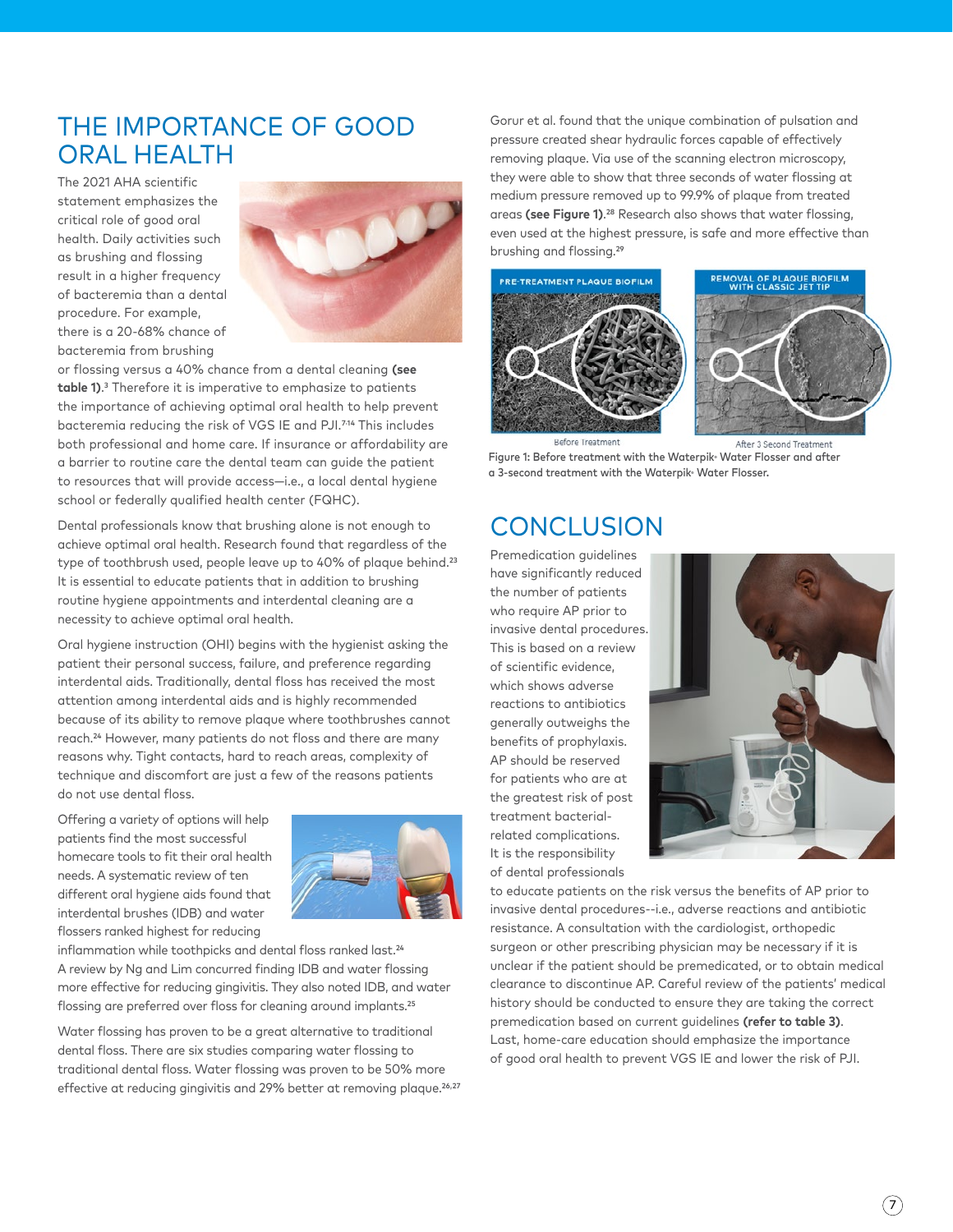## THE IMPORTANCE OF GOOD ORAL HEALTH

The 2021 AHA scientific statement emphasizes the critical role of good oral health. Daily activities such as brushing and flossing result in a higher frequency of bacteremia than a dental procedure. For example, there is a 20-68% chance of bacteremia from brushing or flossing versus a 40% chance from a dental cleaning **(see table 1)**.[3] Therefore it is imperative to emphasize to patients the importance of achieving optimal oral health to help prevent bacteremia reducing the risk of VGS IE and PJI.[7,14] This includes both professional and home care. If insurance or affordability are a barrier to routine care the dental team can guide the patient to resources that will provide access—i.e., a local dental hygiene school or federally qualified health center (FQHC).

Dental professionals know that brushing alone is not enough to achieve optimal oral health. Research found that regardless of the type of toothbrush used, people leave up to 40% of plaque behind.[23] It is essential to educate patients that in addition to brushing routine hygiene appointments and interdental cleaning are a necessity to achieve optimal oral health.

Oral hygiene instruction (OHI) begins with the hygienist asking the patient their personal success, failure, and preference regarding interdental aids. Traditionally, dental floss has received the most attention among interdental aids and is highly recommended because of its ability to remove plaque where toothbrushes cannot reach.[24] However, many patients do not floss and there are many reasons why. Tight contacts, hard to reach areas, complexity of technique and discomfort are just a few of the reasons patients do not use dental floss.

Offering a variety of options will help patients find the most successful homecare tools to fit their oral health needs. A systematic review of ten different oral hygiene aids found that interdental brushes (IDB) and water flossers ranked highest for reducing inflammation while toothpicks and dental floss ranked last.[24] A review by Ng and Lim concurred finding IDB and water flossing more effective for reducing gingivitis. They also noted IDB, and water flossing are preferred over floss for cleaning around implants.[25]

Water flossing has proven to be a great alternative to traditional dental floss. There are six studies comparing water flossing to traditional dental floss. Water flossing was proven to be 50% more effective at reducing gingivitis and 29% better at removing plaque.[26,27]

Gorur et al. found that the unique combination of pulsation and pressure created shear hydraulic forces capable of effectively removing plaque. Via use of the scanning electron microscopy, they were able to show that three seconds of water flossing at medium pressure removed up to 99.9% of plaque from treated areas **(see Figure 1)**.[28] Research also shows that water flossing, even used at the highest pressure, is safe and more effective than brushing and flossing.[29]

PRE-TREATMENT PLAQUE BIOFILM — Before Treatment

REMOVAL OF PLAQUE BIOFILM WITH CLASSIC JET TIP — After 3 Second Treatment

Figure 1: Before treatment with the Waterpik® Water Flosser and after a 3-second treatment with the Waterpik® Water Flosser.

## CONCLUSION

Premedication guidelines have significantly reduced the number of patients who require AP prior to invasive dental procedures. This is based on a review of scientific evidence, which shows adverse reactions to antibiotics generally outweighs the benefits of prophylaxis. AP should be reserved for patients who are at the greatest risk of post treatment bacterial-related complications. It is the responsibility of dental professionals to educate patients on the risk versus the benefits of AP prior to invasive dental procedures--i.e., adverse reactions and antibiotic resistance. A consultation with the cardiologist, orthopedic surgeon or other prescribing physician may be necessary if it is unclear if the patient should be premedicated, or to obtain medical clearance to discontinue AP. Careful review of the patients' medical history should be conducted to ensure they are taking the correct premedication based on current guidelines **(refer to table 3)**. Last, home-care education should emphasize the importance of good oral health to prevent VGS IE and lower the risk of PJI.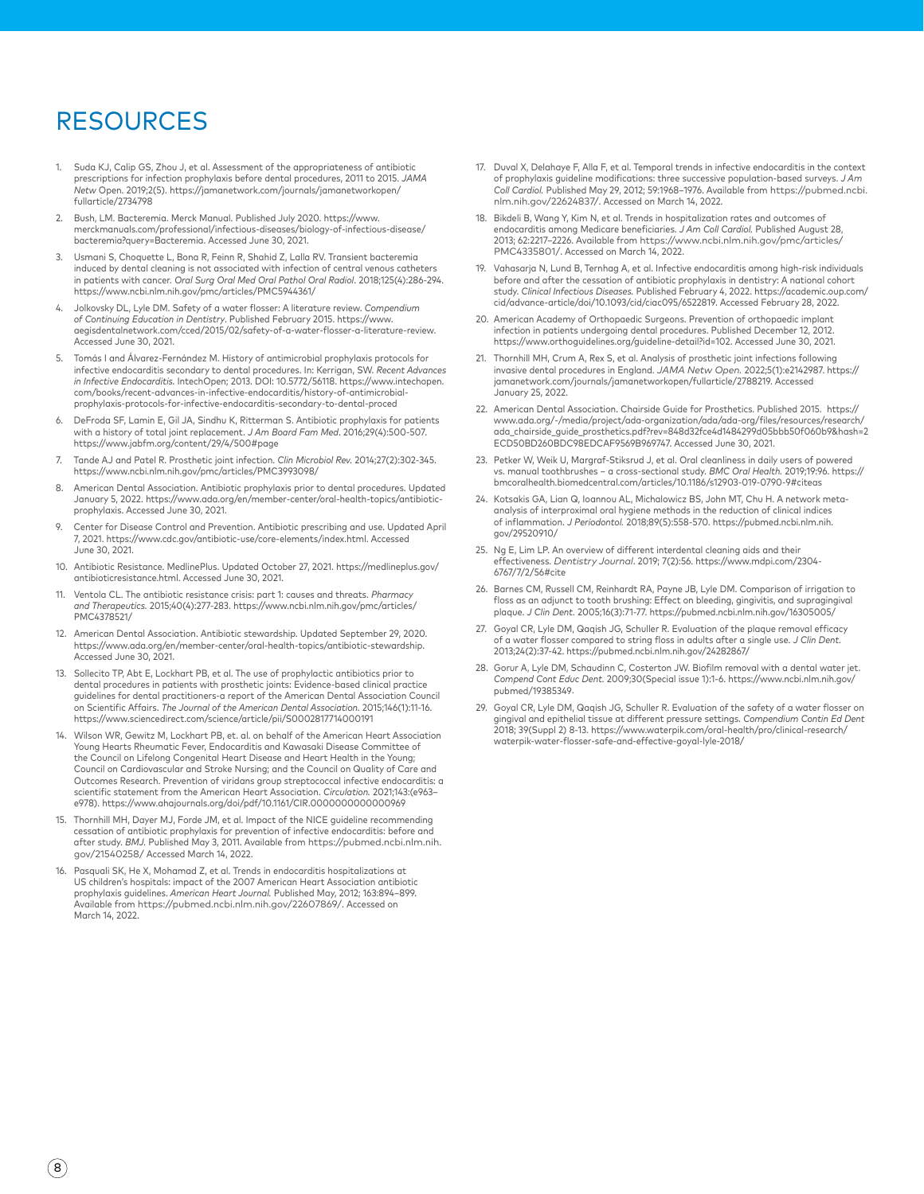# RESOURCES

1. Suda KJ, Calip GS, Zhou J, et al. Assessment of the appropriateness of antibiotic prescriptions for infection prophylaxis before dental procedures, 2011 to 2015. *JAMA Netw* Open. 2019;2(5). https://jamanetwork.com/journals/jamanetworkopen/fullarticle/2734798
2. Bush, LM. Bacteremia. Merck Manual. Published July 2020. https://www.merckmanuals.com/professional/infectious-diseases/biology-of-infectious-disease/bacteremia?query=Bacteremia. Accessed June 30, 2021.
3. Usmani S, Choquette L, Bona R, Feinn R, Shahid Z, Lalla RV. Transient bacteremia induced by dental cleaning is not associated with infection of central venous catheters in patients with cancer. *Oral Surg Oral Med Oral Pathol Oral Radiol*. 2018;125(4):286-294. https://www.ncbi.nlm.nih.gov/pmc/articles/PMC5944361/
4. Jolkovsky DL, Lyle DM. Safety of a water flosser: A literature review. *Compendium of Continuing Education in Dentistry*. Published February 2015. https://www.aegisdentalnetwork.com/cced/2015/02/safety-of-a-water-flosser-a-literature-review. Accessed June 30, 2021.
5. Tomás I and Álvarez-Fernández M. History of antimicrobial prophylaxis protocols for infective endocarditis secondary to dental procedures. In: Kerrigan, SW. *Recent Advances in Infective Endocarditis*. IntechOpen; 2013. DOI: 10.5772/56118. https://www.intechopen.com/books/recent-advances-in-infective-endocarditis/history-of-antimicrobial-prophylaxis-protocols-for-infective-endocarditis-secondary-to-dental-proced
6. DeFroda SF, Lamin E, Gil JA, Sindhu K, Ritterman S. Antibiotic prophylaxis for patients with a history of total joint replacement. *J Am Board Fam Med*. 2016;29(4):500-507. https://www.jabfm.org/content/29/4/500#page
7. Tande AJ and Patel R. Prosthetic joint infection. *Clin Microbiol Rev*. 2014;27(2):302-345. https://www.ncbi.nlm.nih.gov/pmc/articles/PMC3993098/
8. American Dental Association. Antibiotic prophylaxis prior to dental procedures. Updated January 5, 2022. https://www.ada.org/en/member-center/oral-health-topics/antibiotic-prophylaxis. Accessed June 30, 2021.
9. Center for Disease Control and Prevention. Antibiotic prescribing and use. Updated April 7, 2021. https://www.cdc.gov/antibiotic-use/core-elements/index.html. Accessed June 30, 2021.
10. Antibiotic Resistance. MedlinePlus. Updated October 27, 2021. https://medlineplus.gov/antibioticresistance.html. Accessed June 30, 2021.
11. Ventola CL. The antibiotic resistance crisis: part 1: causes and threats. *Pharmacy and Therapeutics*. 2015;40(4):277-283. https://www.ncbi.nlm.nih.gov/pmc/articles/PMC4378521/
12. American Dental Association. Antibiotic stewardship. Updated September 29, 2020. https://www.ada.org/en/member-center/oral-health-topics/antibiotic-stewardship. Accessed June 30, 2021.
13. Sollecito TP, Abt E, Lockhart PB, et al. The use of prophylactic antibiotics prior to dental procedures in patients with prosthetic joints: Evidence-based clinical practice guidelines for dental practitioners-a report of the American Dental Association Council on Scientific Affairs. *The Journal of the American Dental Association*. 2015;146(1):11-16. https://www.sciencedirect.com/science/article/pii/S0002817714000191
14. Wilson WR, Gewitz M, Lockhart PB, et. al. on behalf of the American Heart Association Young Hearts Rheumatic Fever, Endocarditis and Kawasaki Disease Committee of the Council on Lifelong Congenital Heart Disease and Heart Health in the Young; Council on Cardiovascular and Stroke Nursing; and the Council on Quality of Care and Outcomes Research. Prevention of viridans group streptococcal infective endocarditis: a scientific statement from the American Heart Association. *Circulation*. 2021;143:(e963–e978). https://www.ahajournals.org/doi/pdf/10.1161/CIR.0000000000000969
15. Thornhill MH, Dayer MJ, Forde JM, et al. Impact of the NICE guideline recommending cessation of antibiotic prophylaxis for prevention of infective endocarditis: before and after study. *BMJ*. Published May 3, 2011. Available from https://pubmed.ncbi.nlm.nih.gov/21540258/ Accessed March 14, 2022.
16. Pasquali SK, He X, Mohamad Z, et al. Trends in endocarditis hospitalizations at US children's hospitals: impact of the 2007 American Heart Association antibiotic prophylaxis guidelines. *American Heart Journal*. Published May, 2012; 163:894–899. Available from https://pubmed.ncbi.nlm.nih.gov/22607869/. Accessed on March 14, 2022.
17. Duval X, Delahaye F, Alla F, et al. Temporal trends in infective endocarditis in the context of prophylaxis guideline modifications: three successive population-based surveys. *J Am Coll Cardiol*. Published May 29, 2012; 59:1968–1976. Available from https://pubmed.ncbi.nlm.nih.gov/22624837/. Accessed on March 14, 2022.
18. Bikdeli B, Wang Y, Kim N, et al. Trends in hospitalization rates and outcomes of endocarditis among Medicare beneficiaries. *J Am Coll Cardiol*. Published August 28, 2013; 62:2217–2226. Available from https://www.ncbi.nlm.nih.gov/pmc/articles/PMC4335801/. Accessed on March 14, 2022.
19. Vahasarja N, Lund B, Ternhag A, et al. Infective endocarditis among high-risk individuals before and after the cessation of antibiotic prophylaxis in dentistry: A national cohort study. *Clinical Infectious Diseases*. Published February 4, 2022. https://academic.oup.com/cid/advance-article/doi/10.1093/cid/ciac095/6522819. Accessed February 28, 2022.
20. American Academy of Orthopaedic Surgeons. Prevention of orthopaedic implant infection in patients undergoing dental procedures. Published December 12, 2012. https://www.orthoguidelines.org/guideline-detail?id=102. Accessed June 30, 2021.
21. Thornhill MH, Crum A, Rex S, et al. Analysis of prosthetic joint infections following invasive dental procedures in England. *JAMA Netw Open*. 2022;5(1):e2142987. https://jamanetwork.com/journals/jamanetworkopen/fullarticle/2788219. Accessed January 25, 2022.
22. American Dental Association. Chairside Guide for Prosthetics. Published 2015. https://www.ada.org/-/media/project/ada-organization/ada/ada-org/files/resources/research/ada_chairside_guide_prosthetics.pdf?rev=848d32fce4d1484299d05bbb50f060b9&hash=2ECD50BD260BDC98EDCAF9569B969747. Accessed June 30, 2021.
23. Petker W, Weik U, Margraf-Stiksrud J, et al. Oral cleanliness in daily users of powered vs. manual toothbrushes – a cross-sectional study. *BMC Oral Health*. 2019;19:96. https://bmcoralhealth.biomedcentral.com/articles/10.1186/s12903-019-0790-9#citeas
24. Kotsakis GA, Lian Q, Ioannou AL, Michalowicz BS, John MT, Chu H. A network meta-analysis of interproximal oral hygiene methods in the reduction of clinical indices of inflammation. *J Periodontol*. 2018;89(5):558-570. https://pubmed.ncbi.nlm.nih.gov/29520910/
25. Ng E, Lim LP. An overview of different interdental cleaning aids and their effectiveness. *Dentistry Journal*. 2019; 7(2):56. https://www.mdpi.com/2304-6767/7/2/56#cite
26. Barnes CM, Russell CM, Reinhardt RA, Payne JB, Lyle DM. Comparison of irrigation to floss as an adjunct to tooth brushing: Effect on bleeding, gingivitis, and supragingival plaque. *J Clin Dent*. 2005;16(3):71-77. https://pubmed.ncbi.nlm.nih.gov/16305005/
27. Goyal CR, Lyle DM, Qaqish JG, Schuller R. Evaluation of the plaque removal efficacy of a water flosser compared to string floss in adults after a single use. *J Clin Dent*. 2013;24(2):37-42. https://pubmed.ncbi.nlm.nih.gov/24282867/
28. Gorur A, Lyle DM, Schaudinn C, Costerton JW. Biofilm removal with a dental water jet. *Compend Cont Educ Dent*. 2009;30(Special issue 1):1-6. https://www.ncbi.nlm.nih.gov/pubmed/19385349.
29. Goyal CR, Lyle DM, Qaqish JG, Schuller R. Evaluation of the safety of a water flosser on gingival and epithelial tissue at different pressure settings. *Compendium Contin Ed Dent* 2018; 39(Suppl 2) 8-13. https://www.waterpik.com/oral-health/pro/clinical-research/waterpik-water-flosser-safe-and-effective-goyal-lyle-2018/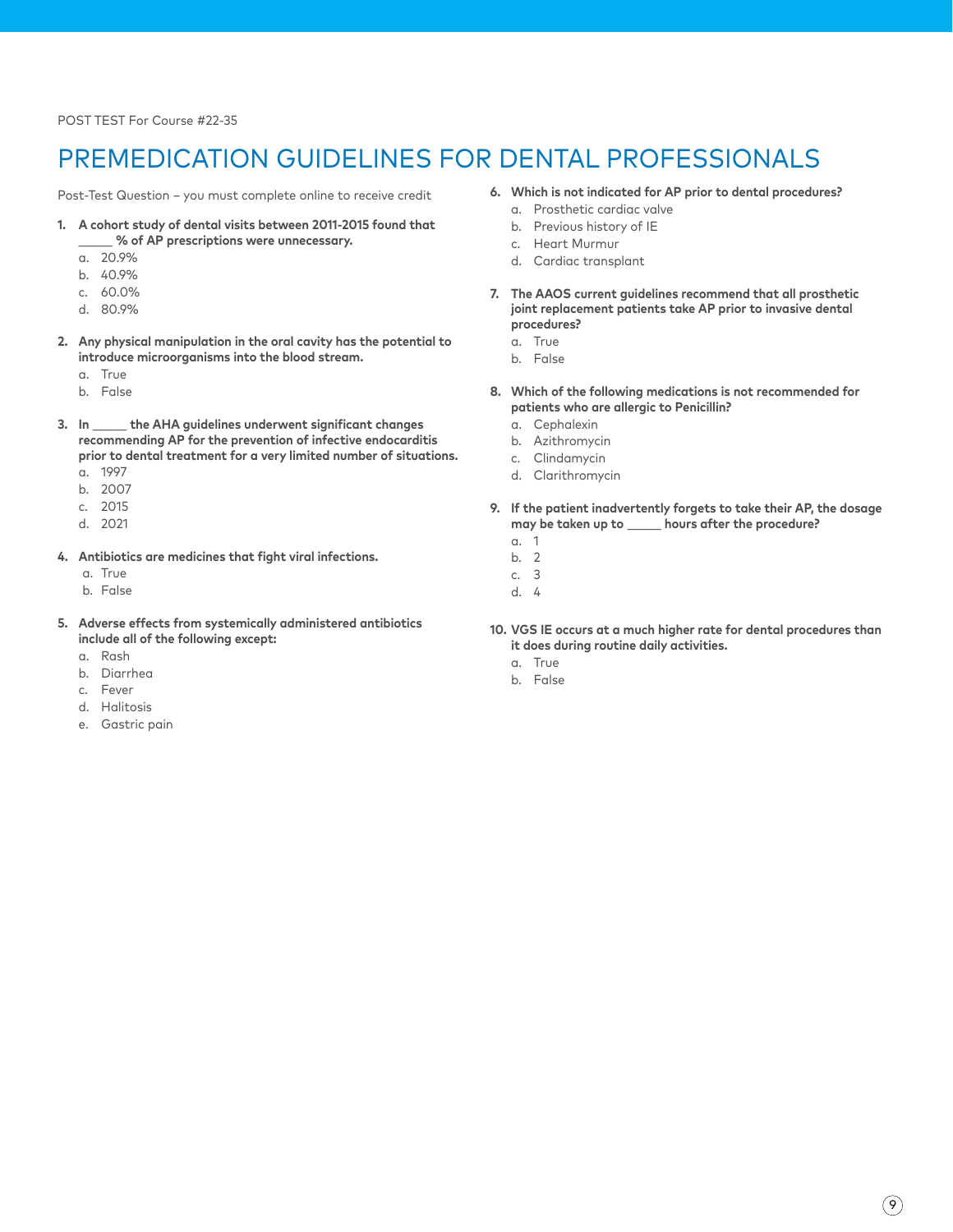POST TEST For Course #22-35

# PREMEDICATION GUIDELINES FOR DENTAL PROFESSIONALS

Post-Test Question – you must complete online to receive credit

**1. A cohort study of dental visits between 2011-2015 found that _____ % of AP prescriptions were unnecessary.**
   a. 20.9%
   b. 40.9%
   c. 60.0%
   d. 80.9%

**2. Any physical manipulation in the oral cavity has the potential to introduce microorganisms into the blood stream.**
   a. True
   b. False

**3. In _____ the AHA guidelines underwent significant changes recommending AP for the prevention of infective endocarditis prior to dental treatment for a very limited number of situations.**
   a. 1997
   b. 2007
   c. 2015
   d. 2021

**4. Antibiotics are medicines that fight viral infections.**
   a. True
   b. False

**5. Adverse effects from systemically administered antibiotics include all of the following except:**
   a. Rash
   b. Diarrhea
   c. Fever
   d. Halitosis
   e. Gastric pain

**6. Which is not indicated for AP prior to dental procedures?**
   a. Prosthetic cardiac valve
   b. Previous history of IE
   c. Heart Murmur
   d. Cardiac transplant

**7. The AAOS current guidelines recommend that all prosthetic joint replacement patients take AP prior to invasive dental procedures?**
   a. True
   b. False

**8. Which of the following medications is not recommended for patients who are allergic to Penicillin?**
   a. Cephalexin
   b. Azithromycin
   c. Clindamycin
   d. Clarithromycin

**9. If the patient inadvertently forgets to take their AP, the dosage may be taken up to _____ hours after the procedure?**
   a. 1
   b. 2
   c. 3
   d. 4

**10. VGS IE occurs at a much higher rate for dental procedures than it does during routine daily activities.**
   a. True
   b. False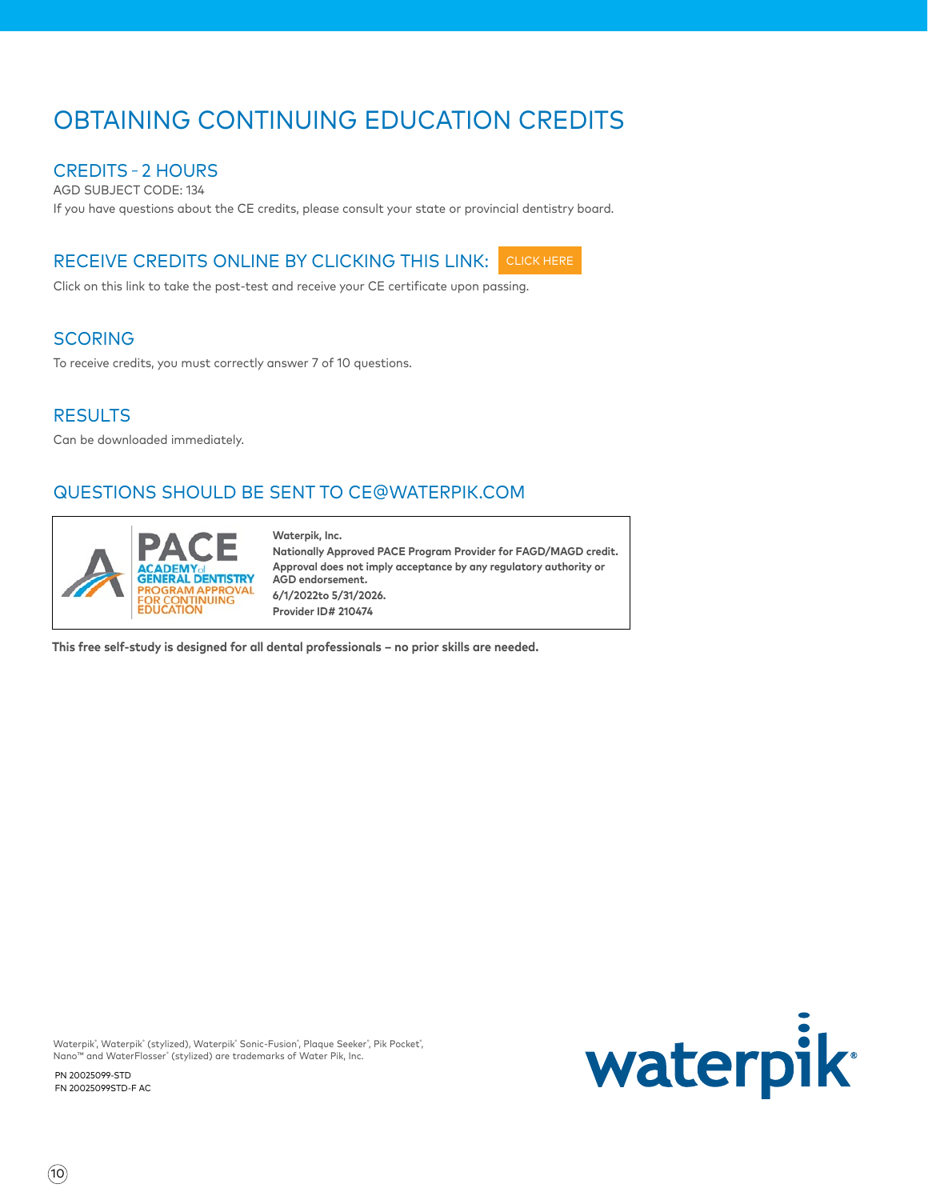# OBTAINING CONTINUING EDUCATION CREDITS

## CREDITS – 2 HOURS

AGD SUBJECT CODE: 134

If you have questions about the CE credits, please consult your state or provincial dentistry board.

## RECEIVE CREDITS ONLINE BY CLICKING THIS LINK: CLICK HERE

Click on this link to take the post-test and receive your CE certificate upon passing.

## SCORING

To receive credits, you must correctly answer 7 of 10 questions.

## RESULTS

Can be downloaded immediately.

## QUESTIONS SHOULD BE SENT TO CE@WATERPIK.COM

PACE
ACADEMY of GENERAL DENTISTRY
PROGRAM APPROVAL FOR CONTINUING EDUCATION

**Waterpik, Inc.**
**Nationally Approved PACE Program Provider for FAGD/MAGD credit.**
**Approval does not imply acceptance by any regulatory authority or AGD endorsement.**
**6/1/2022to 5/31/2026.**
**Provider ID# 210474**

**This free self-study is designed for all dental professionals – no prior skills are needed.**

Waterpik®, Waterpik® (stylized), Waterpik® Sonic-Fusion®, Plaque Seeker®, Pik Pocket®, Nano™ and WaterFlosser® (stylized) are trademarks of Water Pik, Inc.

PN 20025099-STD
FN 20025099STD-F AC

waterpik®